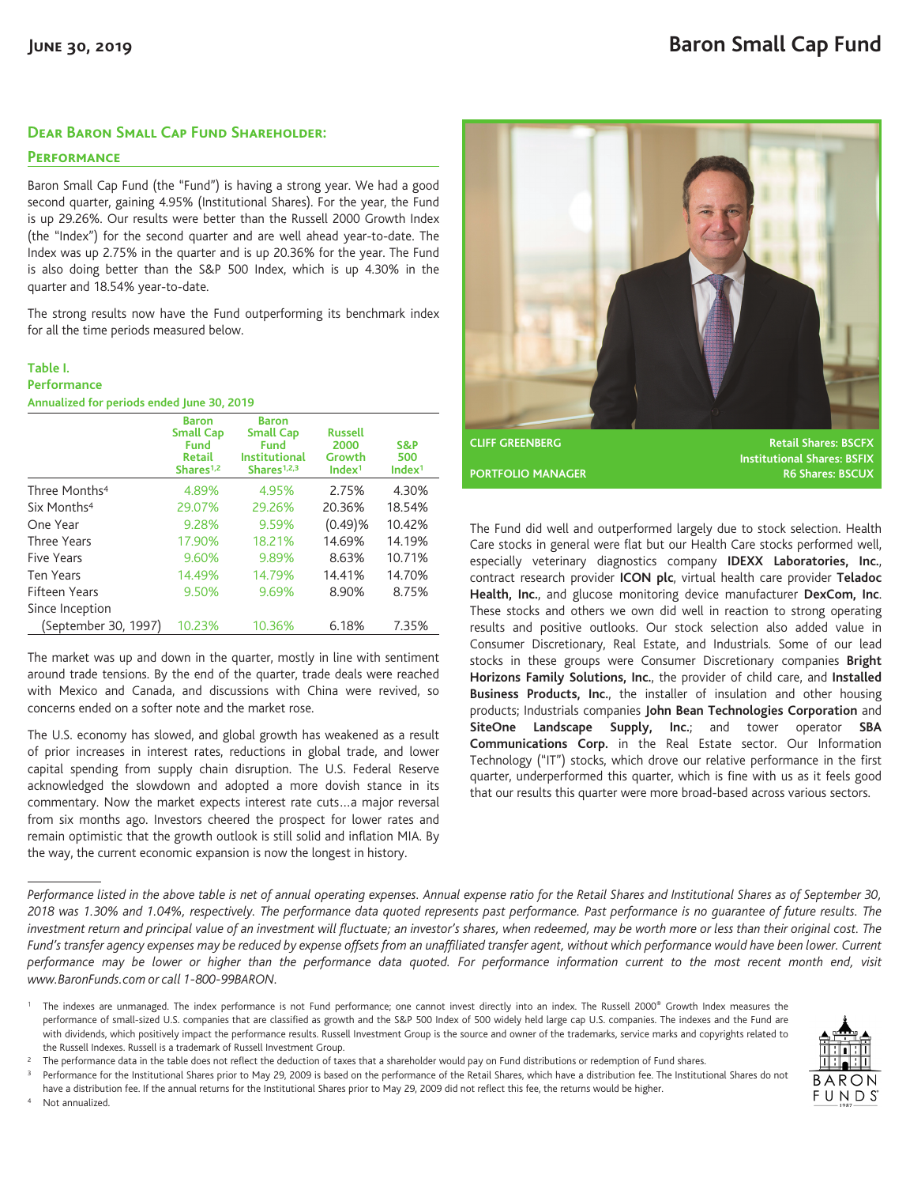# Baron Small Cap Fund

**June 30, 2019**

## Dear Baron Small Cap Fund Shareholder:

### Performance

Baron Small Cap Fund (the "Fund") is having a strong year. We had a good second quarter, gaining 4.95% (Institutional Shares). For the year, the Fund is up 29.26%. Our results were better than the Russell 2000 Growth Index (the "Index") for the second quarter and are well ahead year-to-date. The Index was up 2.75% in the quarter and is up 20.36% for the year. The Fund is also doing better than the S&P 500 Index, which is up 4.30% in the quarter and 18.54% year-to-date.

The strong results now have the Fund outperforming its benchmark index for all the time periods measured below.

**Table I.**
**Performance**
**Annualized for periods ended June 30, 2019**

| | Baron Small Cap Fund Retail Shares[1,2] | Baron Small Cap Fund Institutional Shares[1,2,3] | Russell 2000 Growth Index[1] | S&P 500 Index[1] |
|---|---|---|---|---|
| Three Months[4] | 4.89% | 4.95% | 2.75% | 4.30% |
| Six Months[4] | 29.07% | 29.26% | 20.36% | 18.54% |
| One Year | 9.28% | 9.59% | (0.49)% | 10.42% |
| Three Years | 17.90% | 18.21% | 14.69% | 14.19% |
| Five Years | 9.60% | 9.89% | 8.63% | 10.71% |
| Ten Years | 14.49% | 14.79% | 14.41% | 14.70% |
| Fifteen Years | 9.50% | 9.69% | 8.90% | 8.75% |
| Since Inception (September 30, 1997) | 10.23% | 10.36% | 6.18% | 7.35% |

The market was up and down in the quarter, mostly in line with sentiment around trade tensions. By the end of the quarter, trade deals were reached with Mexico and Canada, and discussions with China were revived, so concerns ended on a softer note and the market rose.

The U.S. economy has slowed, and global growth has weakened as a result of prior increases in interest rates, reductions in global trade, and lower capital spending from supply chain disruption. The U.S. Federal Reserve acknowledged the slowdown and adopted a more dovish stance in its commentary. Now the market expects interest rate cuts…a major reversal from six months ago. Investors cheered the prospect for lower rates and remain optimistic that the growth outlook is still solid and inflation MIA. By the way, the current economic expansion is now the longest in history.

**CLIFF GREENBERG**
**PORTFOLIO MANAGER**

**Retail Shares: BSCFX**
**Institutional Shares: BSFIX**
**R6 Shares: BSCUX**

The Fund did well and outperformed largely due to stock selection. Health Care stocks in general were flat but our Health Care stocks performed well, especially veterinary diagnostics company **IDEXX Laboratories, Inc.**, contract research provider **ICON plc**, virtual health care provider **Teladoc Health, Inc.**, and glucose monitoring device manufacturer **DexCom, Inc**. These stocks and others we own did well in reaction to strong operating results and positive outlooks. Our stock selection also added value in Consumer Discretionary, Real Estate, and Industrials. Some of our lead stocks in these groups were Consumer Discretionary companies **Bright Horizons Family Solutions, Inc.**, the provider of child care, and **Installed Business Products, Inc.**, the installer of insulation and other housing products; Industrials companies **John Bean Technologies Corporation** and **SiteOne Landscape Supply, Inc.**; and tower operator **SBA Communications Corp.** in the Real Estate sector. Our Information Technology ("IT") stocks, which drove our relative performance in the first quarter, underperformed this quarter, which is fine with us as it feels good that our results this quarter were more broad-based across various sectors.

---

*Performance listed in the above table is net of annual operating expenses. Annual expense ratio for the Retail Shares and Institutional Shares as of September 30, 2018 was 1.30% and 1.04%, respectively. The performance data quoted represents past performance. Past performance is no guarantee of future results. The investment return and principal value of an investment will fluctuate; an investor's shares, when redeemed, may be worth more or less than their original cost. The Fund's transfer agency expenses may be reduced by expense offsets from an unaffiliated transfer agent, without which performance would have been lower. Current performance may be lower or higher than the performance data quoted. For performance information current to the most recent month end, visit www.BaronFunds.com or call 1-800-99BARON.*

[1] The indexes are unmanaged. The index performance is not Fund performance; one cannot invest directly into an index. The Russell 2000® Growth Index measures the performance of small-sized U.S. companies that are classified as growth and the S&P 500 Index of 500 widely held large cap U.S. companies. The indexes and the Fund are with dividends, which positively impact the performance results. Russell Investment Group is the source and owner of the trademarks, service marks and copyrights related to the Russell Indexes. Russell is a trademark of Russell Investment Group.

[2] The performance data in the table does not reflect the deduction of taxes that a shareholder would pay on Fund distributions or redemption of Fund shares.

[3] Performance for the Institutional Shares prior to May 29, 2009 is based on the performance of the Retail Shares, which have a distribution fee. The Institutional Shares do not have a distribution fee. If the annual returns for the Institutional Shares prior to May 29, 2009 did not reflect this fee, the returns would be higher.

[4] Not annualized.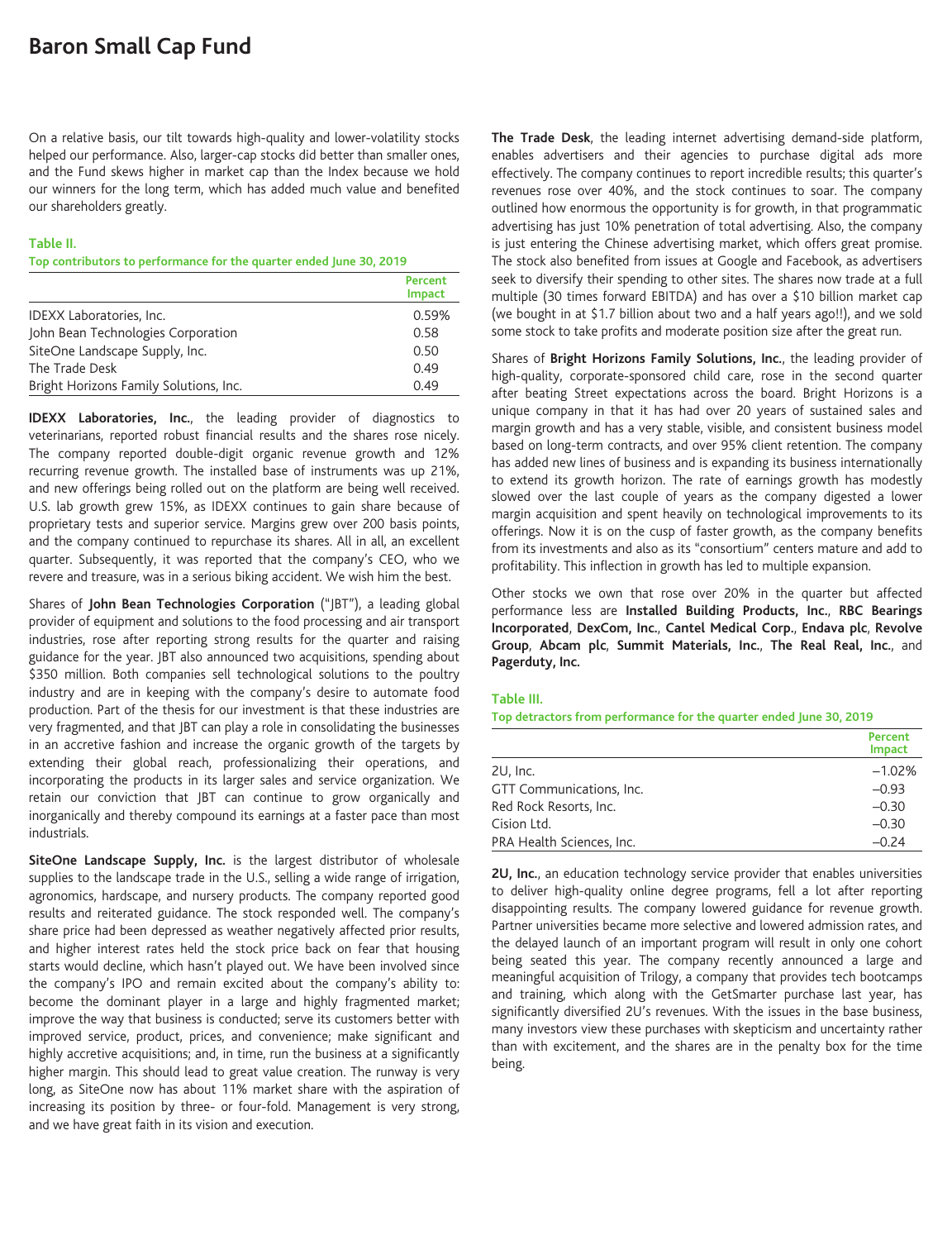On a relative basis, our tilt towards high-quality and lower-volatility stocks helped our performance. Also, larger-cap stocks did better than smaller ones, and the Fund skews higher in market cap than the Index because we hold our winners for the long term, which has added much value and benefited our shareholders greatly.

**Table II.**

**Top contributors to performance for the quarter ended June 30, 2019**

| | Percent Impact |
|---|---|
| IDEXX Laboratories, Inc. | 0.59% |
| John Bean Technologies Corporation | 0.58 |
| SiteOne Landscape Supply, Inc. | 0.50 |
| The Trade Desk | 0.49 |
| Bright Horizons Family Solutions, Inc. | 0.49 |

**IDEXX Laboratories, Inc.**, the leading provider of diagnostics to veterinarians, reported robust financial results and the shares rose nicely. The company reported double-digit organic revenue growth and 12% recurring revenue growth. The installed base of instruments was up 21%, and new offerings being rolled out on the platform are being well received. U.S. lab growth grew 15%, as IDEXX continues to gain share because of proprietary tests and superior service. Margins grew over 200 basis points, and the company continued to repurchase its shares. All in all, an excellent quarter. Subsequently, it was reported that the company's CEO, who we revere and treasure, was in a serious biking accident. We wish him the best.

Shares of **John Bean Technologies Corporation** ("JBT"), a leading global provider of equipment and solutions to the food processing and air transport industries, rose after reporting strong results for the quarter and raising guidance for the year. JBT also announced two acquisitions, spending about $350 million. Both companies sell technological solutions to the poultry industry and are in keeping with the company's desire to automate food production. Part of the thesis for our investment is that these industries are very fragmented, and that JBT can play a role in consolidating the businesses in an accretive fashion and increase the organic growth of the targets by extending their global reach, professionalizing their operations, and incorporating the products in its larger sales and service organization. We retain our conviction that JBT can continue to grow organically and inorganically and thereby compound its earnings at a faster pace than most industrials.

**SiteOne Landscape Supply, Inc.** is the largest distributor of wholesale supplies to the landscape trade in the U.S., selling a wide range of irrigation, agronomics, hardscape, and nursery products. The company reported good results and reiterated guidance. The stock responded well. The company's share price had been depressed as weather negatively affected prior results, and higher interest rates held the stock price back on fear that housing starts would decline, which hasn't played out. We have been involved since the company's IPO and remain excited about the company's ability to: become the dominant player in a large and highly fragmented market; improve the way that business is conducted; serve its customers better with improved service, product, prices, and convenience; make significant and highly accretive acquisitions; and, in time, run the business at a significantly higher margin. This should lead to great value creation. The runway is very long, as SiteOne now has about 11% market share with the aspiration of increasing its position by three- or four-fold. Management is very strong, and we have great faith in its vision and execution.

**The Trade Desk**, the leading internet advertising demand-side platform, enables advertisers and their agencies to purchase digital ads more effectively. The company continues to report incredible results; this quarter's revenues rose over 40%, and the stock continues to soar. The company outlined how enormous the opportunity is for growth, in that programmatic advertising has just 10% penetration of total advertising. Also, the company is just entering the Chinese advertising market, which offers great promise. The stock also benefited from issues at Google and Facebook, as advertisers seek to diversify their spending to other sites. The shares now trade at a full multiple (30 times forward EBITDA) and has over a $10 billion market cap (we bought in at $1.7 billion about two and a half years ago!!), and we sold some stock to take profits and moderate position size after the great run.

Shares of **Bright Horizons Family Solutions, Inc.**, the leading provider of high-quality, corporate-sponsored child care, rose in the second quarter after beating Street expectations across the board. Bright Horizons is a unique company in that it has had over 20 years of sustained sales and margin growth and has a very stable, visible, and consistent business model based on long-term contracts, and over 95% client retention. The company has added new lines of business and is expanding its business internationally to extend its growth horizon. The rate of earnings growth has modestly slowed over the last couple of years as the company digested a lower margin acquisition and spent heavily on technological improvements to its offerings. Now it is on the cusp of faster growth, as the company benefits from its investments and also as its "consortium" centers mature and add to profitability. This inflection in growth has led to multiple expansion.

Other stocks we own that rose over 20% in the quarter but affected performance less are **Installed Building Products, Inc.**, **RBC Bearings Incorporated**, **DexCom, Inc.**, **Cantel Medical Corp.**, **Endava plc**, **Revolve Group**, **Abcam plc**, **Summit Materials, Inc.**, **The Real Real, Inc.**, and **Pagerduty, Inc.**

**Table III.**

**Top detractors from performance for the quarter ended June 30, 2019**

| | Percent Impact |
|---|---|
| 2U, Inc. | –1.02% |
| GTT Communications, Inc. | –0.93 |
| Red Rock Resorts, Inc. | –0.30 |
| Cision Ltd. | –0.30 |
| PRA Health Sciences, Inc. | –0.24 |

**2U, Inc.**, an education technology service provider that enables universities to deliver high-quality online degree programs, fell a lot after reporting disappointing results. The company lowered guidance for revenue growth. Partner universities became more selective and lowered admission rates, and the delayed launch of an important program will result in only one cohort being seated this year. The company recently announced a large and meaningful acquisition of Trilogy, a company that provides tech bootcamps and training, which along with the GetSmarter purchase last year, has significantly diversified 2U's revenues. With the issues in the base business, many investors view these purchases with skepticism and uncertainty rather than with excitement, and the shares are in the penalty box for the time being.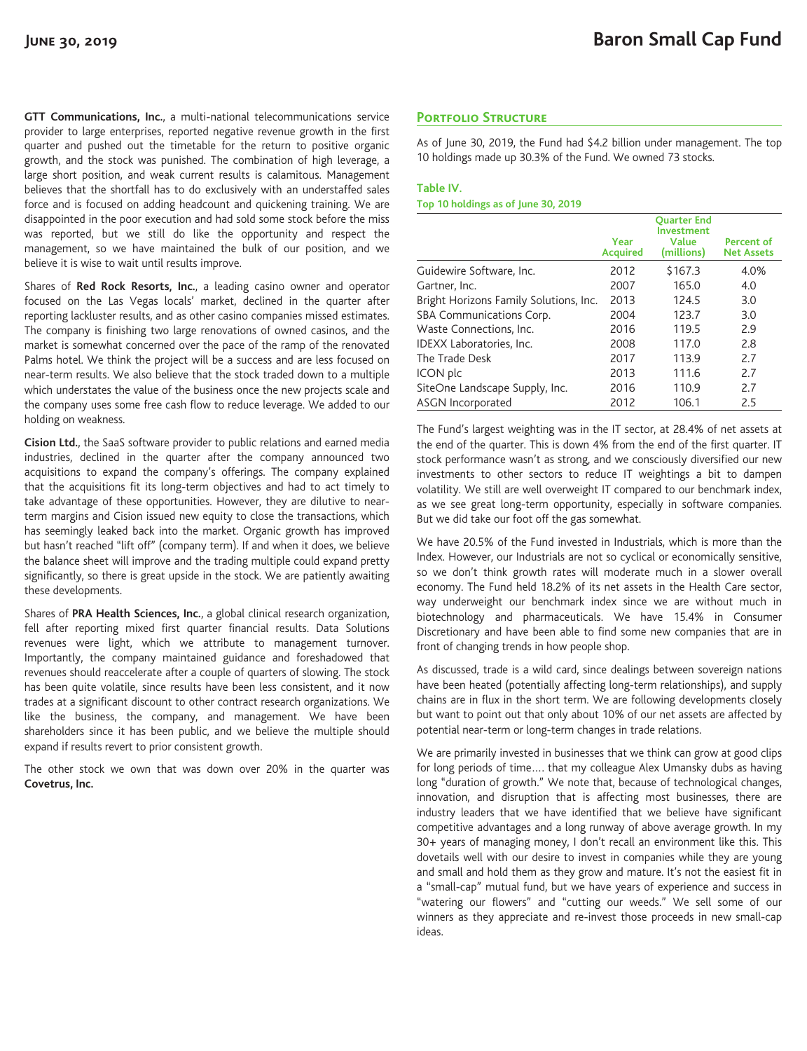**GTT Communications, Inc.**, a multi-national telecommunications service provider to large enterprises, reported negative revenue growth in the first quarter and pushed out the timetable for the return to positive organic growth, and the stock was punished. The combination of high leverage, a large short position, and weak current results is calamitous. Management believes that the shortfall has to do exclusively with an understaffed sales force and is focused on adding headcount and quickening training. We are disappointed in the poor execution and had sold some stock before the miss was reported, but we still do like the opportunity and respect the management, so we have maintained the bulk of our position, and we believe it is wise to wait until results improve.

Shares of **Red Rock Resorts, Inc.**, a leading casino owner and operator focused on the Las Vegas locals' market, declined in the quarter after reporting lackluster results, and as other casino companies missed estimates. The company is finishing two large renovations of owned casinos, and the market is somewhat concerned over the pace of the ramp of the renovated Palms hotel. We think the project will be a success and are less focused on near-term results. We also believe that the stock traded down to a multiple which understates the value of the business once the new projects scale and the company uses some free cash flow to reduce leverage. We added to our holding on weakness.

**Cision Ltd.**, the SaaS software provider to public relations and earned media industries, declined in the quarter after the company announced two acquisitions to expand the company's offerings. The company explained that the acquisitions fit its long-term objectives and had to act timely to take advantage of these opportunities. However, they are dilutive to near-term margins and Cision issued new equity to close the transactions, which has seemingly leaked back into the market. Organic growth has improved but hasn't reached "lift off" (company term). If and when it does, we believe the balance sheet will improve and the trading multiple could expand pretty significantly, so there is great upside in the stock. We are patiently awaiting these developments.

Shares of **PRA Health Sciences, Inc.**, a global clinical research organization, fell after reporting mixed first quarter financial results. Data Solutions revenues were light, which we attribute to management turnover. Importantly, the company maintained guidance and foreshadowed that revenues should reaccelerate after a couple of quarters of slowing. The stock has been quite volatile, since results have been less consistent, and it now trades at a significant discount to other contract research organizations. We like the business, the company, and management. We have been shareholders since it has been public, and we believe the multiple should expand if results revert to prior consistent growth.

The other stock we own that was down over 20% in the quarter was **Covetrus, Inc.**

## Portfolio Structure

As of June 30, 2019, the Fund had $4.2 billion under management. The top 10 holdings made up 30.3% of the Fund. We owned 73 stocks.

**Table IV.**
**Top 10 holdings as of June 30, 2019**

| | Year Acquired | Quarter End Investment Value (millions) | Percent of Net Assets |
|---|---|---|---|
| Guidewire Software, Inc. | 2012 | $167.3 | 4.0% |
| Gartner, Inc. | 2007 | 165.0 | 4.0 |
| Bright Horizons Family Solutions, Inc. | 2013 | 124.5 | 3.0 |
| SBA Communications Corp. | 2004 | 123.7 | 3.0 |
| Waste Connections, Inc. | 2016 | 119.5 | 2.9 |
| IDEXX Laboratories, Inc. | 2008 | 117.0 | 2.8 |
| The Trade Desk | 2017 | 113.9 | 2.7 |
| ICON plc | 2013 | 111.6 | 2.7 |
| SiteOne Landscape Supply, Inc. | 2016 | 110.9 | 2.7 |
| ASGN Incorporated | 2012 | 106.1 | 2.5 |

The Fund's largest weighting was in the IT sector, at 28.4% of net assets at the end of the quarter. This is down 4% from the end of the first quarter. IT stock performance wasn't as strong, and we consciously diversified our new investments to other sectors to reduce IT weightings a bit to dampen volatility. We still are well overweight IT compared to our benchmark index, as we see great long-term opportunity, especially in software companies. But we did take our foot off the gas somewhat.

We have 20.5% of the Fund invested in Industrials, which is more than the Index. However, our Industrials are not so cyclical or economically sensitive, so we don't think growth rates will moderate much in a slower overall economy. The Fund held 18.2% of its net assets in the Health Care sector, way underweight our benchmark index since we are without much in biotechnology and pharmaceuticals. We have 15.4% in Consumer Discretionary and have been able to find some new companies that are in front of changing trends in how people shop.

As discussed, trade is a wild card, since dealings between sovereign nations have been heated (potentially affecting long-term relationships), and supply chains are in flux in the short term. We are following developments closely but want to point out that only about 10% of our net assets are affected by potential near-term or long-term changes in trade relations.

We are primarily invested in businesses that we think can grow at good clips for long periods of time…. that my colleague Alex Umansky dubs as having long "duration of growth." We note that, because of technological changes, innovation, and disruption that is affecting most businesses, there are industry leaders that we have identified that we believe have significant competitive advantages and a long runway of above average growth. In my 30+ years of managing money, I don't recall an environment like this. This dovetails well with our desire to invest in companies while they are young and small and hold them as they grow and mature. It's not the easiest fit in a "small-cap" mutual fund, but we have years of experience and success in "watering our flowers" and "cutting our weeds." We sell some of our winners as they appreciate and re-invest those proceeds in new small-cap ideas.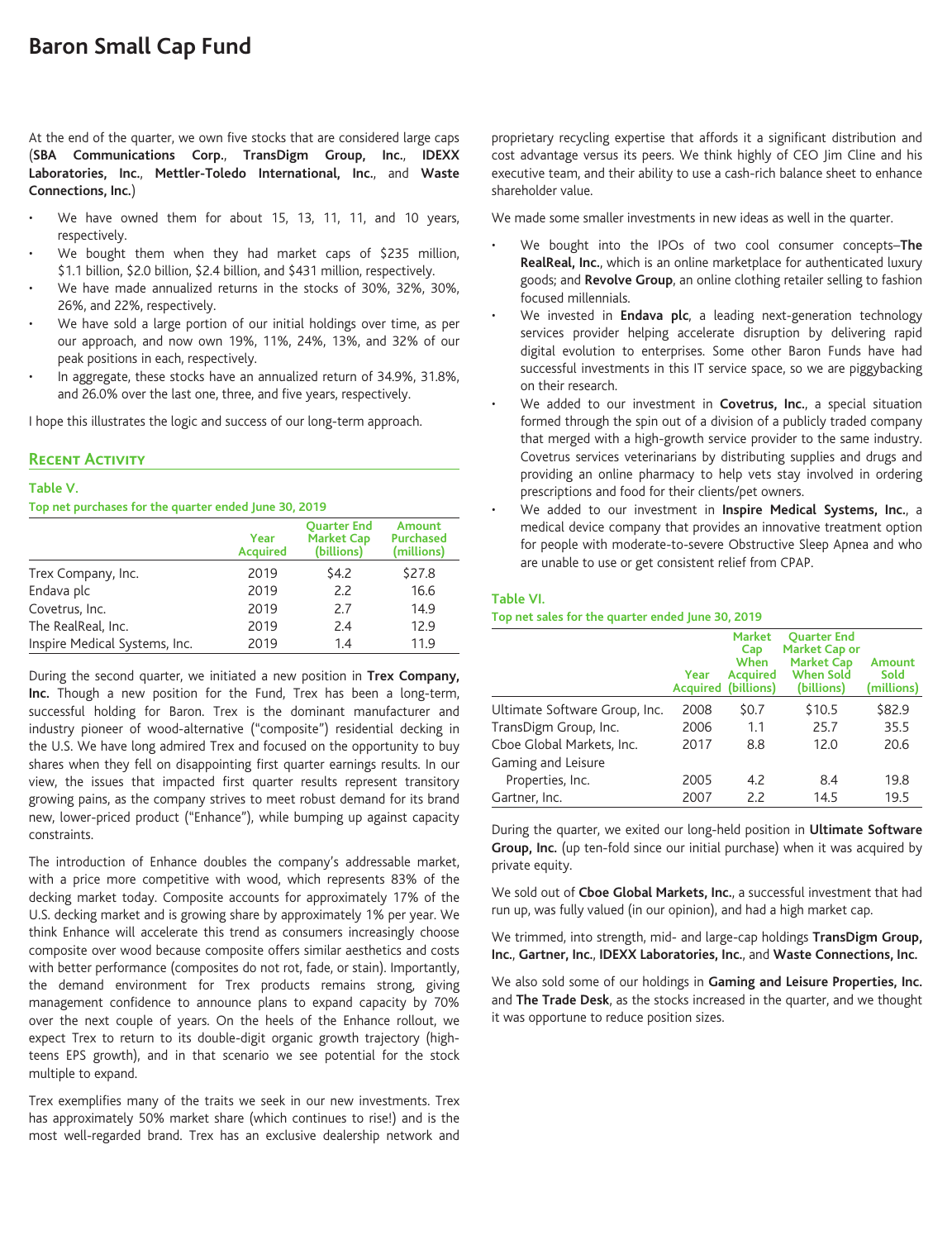# Baron Small Cap Fund

At the end of the quarter, we own five stocks that are considered large caps (**SBA Communications Corp.**, **TransDigm Group, Inc.**, **IDEXX Laboratories, Inc.**, **Mettler-Toledo International, Inc.**, and **Waste Connections, Inc.**)

- We have owned them for about 15, 13, 11, 11, and 10 years, respectively.
- We bought them when they had market caps of $235 million, $1.1 billion, $2.0 billion, $2.4 billion, and $431 million, respectively.
- We have made annualized returns in the stocks of 30%, 32%, 30%, 26%, and 22%, respectively.
- We have sold a large portion of our initial holdings over time, as per our approach, and now own 19%, 11%, 24%, 13%, and 32% of our peak positions in each, respectively.
- In aggregate, these stocks have an annualized return of 34.9%, 31.8%, and 26.0% over the last one, three, and five years, respectively.

I hope this illustrates the logic and success of our long-term approach.

## Recent Activity

**Table V.**

**Top net purchases for the quarter ended June 30, 2019**

| | Year Acquired | Quarter End Market Cap (billions) | Amount Purchased (millions) |
|---|---|---|---|
| Trex Company, Inc. | 2019 | $4.2 | $27.8 |
| Endava plc | 2019 | 2.2 | 16.6 |
| Covetrus, Inc. | 2019 | 2.7 | 14.9 |
| The RealReal, Inc. | 2019 | 2.4 | 12.9 |
| Inspire Medical Systems, Inc. | 2019 | 1.4 | 11.9 |

During the second quarter, we initiated a new position in **Trex Company, Inc.** Though a new position for the Fund, Trex has been a long-term, successful holding for Baron. Trex is the dominant manufacturer and industry pioneer of wood-alternative ("composite") residential decking in the U.S. We have long admired Trex and focused on the opportunity to buy shares when they fell on disappointing first quarter earnings results. In our view, the issues that impacted first quarter results represent transitory growing pains, as the company strives to meet robust demand for its brand new, lower-priced product ("Enhance"), while bumping up against capacity constraints.

The introduction of Enhance doubles the company's addressable market, with a price more competitive with wood, which represents 83% of the decking market today. Composite accounts for approximately 17% of the U.S. decking market and is growing share by approximately 1% per year. We think Enhance will accelerate this trend as consumers increasingly choose composite over wood because composite offers similar aesthetics and costs with better performance (composites do not rot, fade, or stain). Importantly, the demand environment for Trex products remains strong, giving management confidence to announce plans to expand capacity by 70% over the next couple of years. On the heels of the Enhance rollout, we expect Trex to return to its double-digit organic growth trajectory (high-teens EPS growth), and in that scenario we see potential for the stock multiple to expand.

Trex exemplifies many of the traits we seek in our new investments. Trex has approximately 50% market share (which continues to rise!) and is the most well-regarded brand. Trex has an exclusive dealership network and proprietary recycling expertise that affords it a significant distribution and cost advantage versus its peers. We think highly of CEO Jim Cline and his executive team, and their ability to use a cash-rich balance sheet to enhance shareholder value.

We made some smaller investments in new ideas as well in the quarter.

- We bought into the IPOs of two cool consumer concepts–**The RealReal, Inc.**, which is an online marketplace for authenticated luxury goods; and **Revolve Group**, an online clothing retailer selling to fashion focused millennials.
- We invested in **Endava plc**, a leading next-generation technology services provider helping accelerate disruption by delivering rapid digital evolution to enterprises. Some other Baron Funds have had successful investments in this IT service space, so we are piggybacking on their research.
- We added to our investment in **Covetrus, Inc.**, a special situation formed through the spin out of a division of a publicly traded company that merged with a high-growth service provider to the same industry. Covetrus services veterinarians by distributing supplies and drugs and providing an online pharmacy to help vets stay involved in ordering prescriptions and food for their clients/pet owners.
- We added to our investment in **Inspire Medical Systems, Inc.**, a medical device company that provides an innovative treatment option for people with moderate-to-severe Obstructive Sleep Apnea and who are unable to use or get consistent relief from CPAP.

**Table VI.**

**Top net sales for the quarter ended June 30, 2019**

| | Year Acquired | Market Cap When Acquired (billions) | Quarter End Market Cap or Market Cap When Sold (billions) | Amount Sold (millions) |
|---|---|---|---|---|
| Ultimate Software Group, Inc. | 2008 | $0.7 | $10.5 | $82.9 |
| TransDigm Group, Inc. | 2006 | 1.1 | 25.7 | 35.5 |
| Cboe Global Markets, Inc. | 2017 | 8.8 | 12.0 | 20.6 |
| Gaming and Leisure Properties, Inc. | 2005 | 4.2 | 8.4 | 19.8 |
| Gartner, Inc. | 2007 | 2.2 | 14.5 | 19.5 |

During the quarter, we exited our long-held position in **Ultimate Software Group, Inc.** (up ten-fold since our initial purchase) when it was acquired by private equity.

We sold out of **Cboe Global Markets, Inc.**, a successful investment that had run up, was fully valued (in our opinion), and had a high market cap.

We trimmed, into strength, mid- and large-cap holdings **TransDigm Group, Inc.**, **Gartner, Inc.**, **IDEXX Laboratories, Inc.**, and **Waste Connections, Inc.**

We also sold some of our holdings in **Gaming and Leisure Properties, Inc.** and **The Trade Desk**, as the stocks increased in the quarter, and we thought it was opportune to reduce position sizes.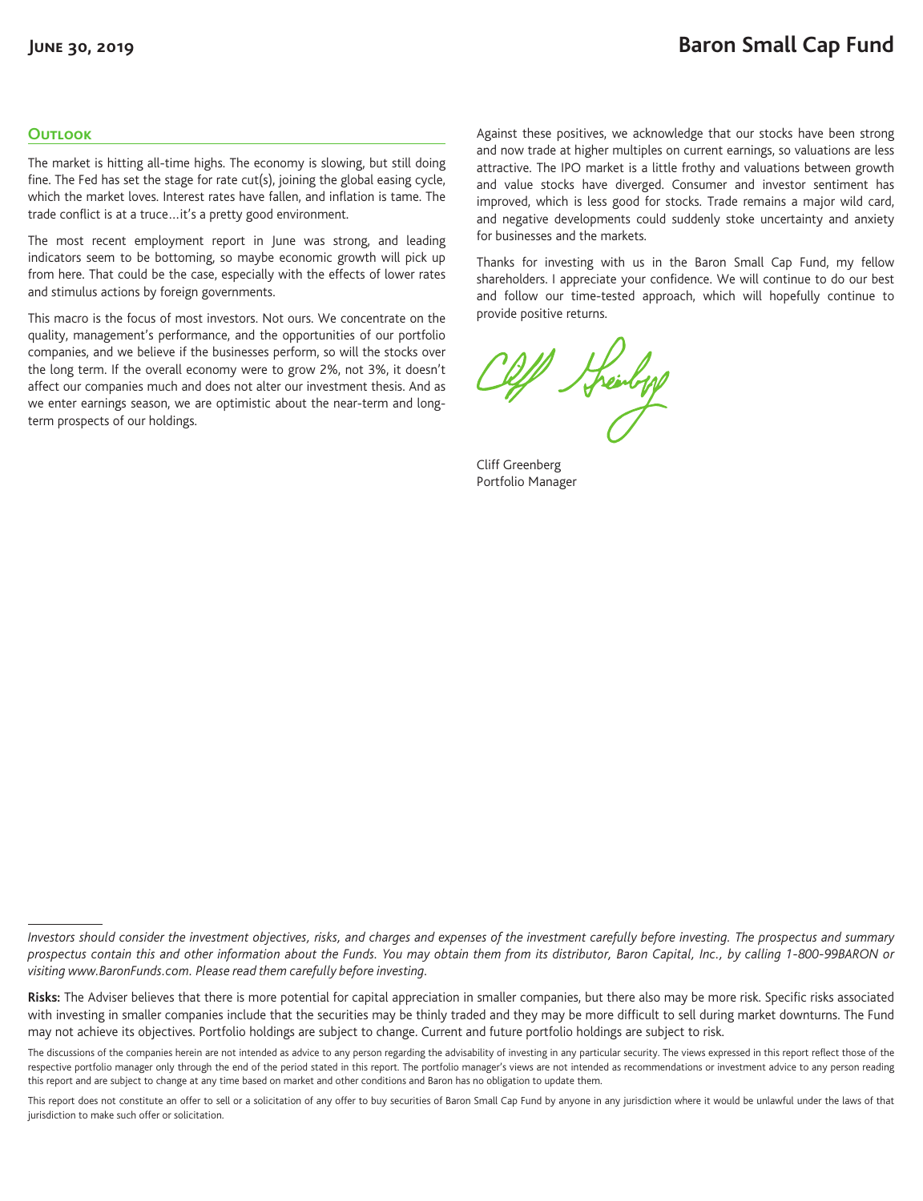## Outlook

The market is hitting all-time highs. The economy is slowing, but still doing fine. The Fed has set the stage for rate cut(s), joining the global easing cycle, which the market loves. Interest rates have fallen, and inflation is tame. The trade conflict is at a truce…it's a pretty good environment.

The most recent employment report in June was strong, and leading indicators seem to be bottoming, so maybe economic growth will pick up from here. That could be the case, especially with the effects of lower rates and stimulus actions by foreign governments.

This macro is the focus of most investors. Not ours. We concentrate on the quality, management's performance, and the opportunities of our portfolio companies, and we believe if the businesses perform, so will the stocks over the long term. If the overall economy were to grow 2%, not 3%, it doesn't affect our companies much and does not alter our investment thesis. And as we enter earnings season, we are optimistic about the near-term and long-term prospects of our holdings.

Against these positives, we acknowledge that our stocks have been strong and now trade at higher multiples on current earnings, so valuations are less attractive. The IPO market is a little frothy and valuations between growth and value stocks have diverged. Consumer and investor sentiment has improved, which is less good for stocks. Trade remains a major wild card, and negative developments could suddenly stoke uncertainty and anxiety for businesses and the markets.

Thanks for investing with us in the Baron Small Cap Fund, my fellow shareholders. I appreciate your confidence. We will continue to do our best and follow our time-tested approach, which will hopefully continue to provide positive returns.

Cliff Greenberg
Portfolio Manager

---

*Investors should consider the investment objectives, risks, and charges and expenses of the investment carefully before investing. The prospectus and summary prospectus contain this and other information about the Funds. You may obtain them from its distributor, Baron Capital, Inc., by calling 1-800-99BARON or visiting www.BaronFunds.com. Please read them carefully before investing.*

**Risks:** The Adviser believes that there is more potential for capital appreciation in smaller companies, but there also may be more risk. Specific risks associated with investing in smaller companies include that the securities may be thinly traded and they may be more difficult to sell during market downturns. The Fund may not achieve its objectives. Portfolio holdings are subject to change. Current and future portfolio holdings are subject to risk.

The discussions of the companies herein are not intended as advice to any person regarding the advisability of investing in any particular security. The views expressed in this report reflect those of the respective portfolio manager only through the end of the period stated in this report. The portfolio manager's views are not intended as recommendations or investment advice to any person reading this report and are subject to change at any time based on market and other conditions and Baron has no obligation to update them.

This report does not constitute an offer to sell or a solicitation of any offer to buy securities of Baron Small Cap Fund by anyone in any jurisdiction where it would be unlawful under the laws of that jurisdiction to make such offer or solicitation.